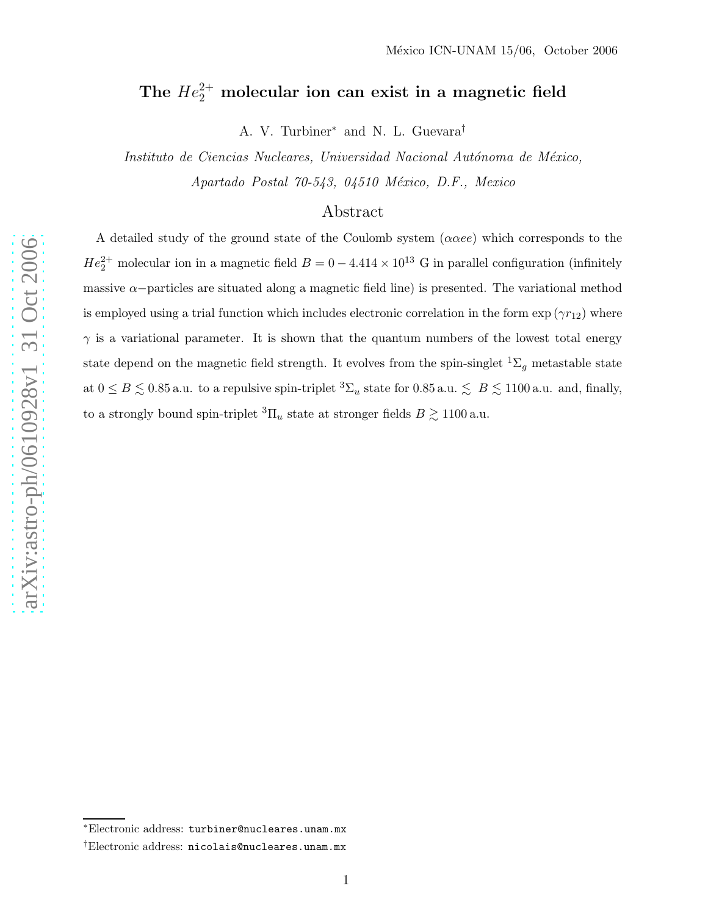México ICN-UNAM 15/06, October 2006

# The $He_2^{2+}$ molecular ion can exist in a magnetic field

A. V. Turbiner* and N. L. Guevara†

*Instituto de Ciencias Nucleares, Universidad Nacional Autónoma de México, Apartado Postal 70-543, 04510 México, D.F., Mexico*

## Abstract

A detailed study of the ground state of the Coulomb system ($\alpha\alpha ee$) which corresponds to the $He_2^{2+}$ molecular ion in a magnetic field $B = 0 - 4.414 \times 10^{13}$ G in parallel configuration (infinitely massive $\alpha-$particles are situated along a magnetic field line) is presented. The variational method is employed using a trial function which includes electronic correlation in the form $\exp(\gamma r_{12})$ where $\gamma$ is a variational parameter. It is shown that the quantum numbers of the lowest total energy state depend on the magnetic field strength. It evolves from the spin-singlet $^1\Sigma_g$ metastable state at $0 \leq B \lesssim 0.85$ a.u. to a repulsive spin-triplet $^3\Sigma_u$ state for $0.85$ a.u. $\lesssim B \lesssim 1100$ a.u. and, finally, to a strongly bound spin-triplet $^3\Pi_u$ state at stronger fields $B \gtrsim 1100$ a.u.

*Electronic address: turbiner@nucleares.unam.mx

†Electronic address: nicolais@nucleares.unam.mx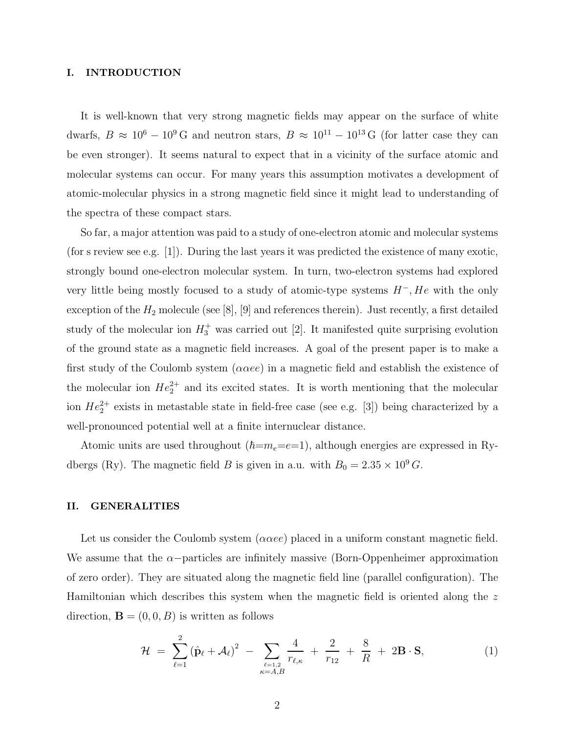## I. INTRODUCTION

It is well-known that very strong magnetic fields may appear on the surface of white dwarfs, $B \approx 10^6 - 10^9\,\mathrm{G}$ and neutron stars, $B \approx 10^{11} - 10^{13}\,\mathrm{G}$ (for latter case they can be even stronger). It seems natural to expect that in a vicinity of the surface atomic and molecular systems can occur. For many years this assumption motivates a development of atomic-molecular physics in a strong magnetic field since it might lead to understanding of the spectra of these compact stars.

So far, a major attention was paid to a study of one-electron atomic and molecular systems (for s review see e.g. [1]). During the last years it was predicted the existence of many exotic, strongly bound one-electron molecular system. In turn, two-electron systems had explored very little being mostly focused to a study of atomic-type systems $H^-, He$ with the only exception of the $H_2$ molecule (see [8], [9] and references therein). Just recently, a first detailed study of the molecular ion $H_3^+$ was carried out [2]. It manifested quite surprising evolution of the ground state as a magnetic field increases. A goal of the present paper is to make a first study of the Coulomb system ($\alpha\alpha ee$) in a magnetic field and establish the existence of the molecular ion $He_2^{2+}$ and its excited states. It is worth mentioning that the molecular ion $He_2^{2+}$ exists in metastable state in field-free case (see e.g. [3]) being characterized by a well-pronounced potential well at a finite internuclear distance.

Atomic units are used throughout ($\hbar$=$m_e$=$e$=1), although energies are expressed in Rydbergs (Ry). The magnetic field $B$ is given in a.u. with $B_0 = 2.35 \times 10^9\,G$.

## II. GENERALITIES

Let us consider the Coulomb system ($\alpha\alpha ee$) placed in a uniform constant magnetic field. We assume that the $\alpha-$particles are infinitely massive (Born-Oppenheimer approximation of zero order). They are situated along the magnetic field line (parallel configuration). The Hamiltonian which describes this system when the magnetic field is oriented along the $z$ direction, $\mathbf{B} = (0, 0, B)$ is written as follows

$$
\mathcal{H} \;=\; \sum_{\ell=1}^{2} \left(\hat{\mathbf{p}}_\ell + \mathcal{A}_\ell\right)^2 \;-\; \sum_{\substack{\ell=1,2 \\ \kappa=A,B}} \frac{4}{r_{\ell,\kappa}} \;+\; \frac{2}{r_{12}} \;+\; \frac{8}{R} \;+\; 2\mathbf{B}\cdot\mathbf{S}, \tag{1}
$$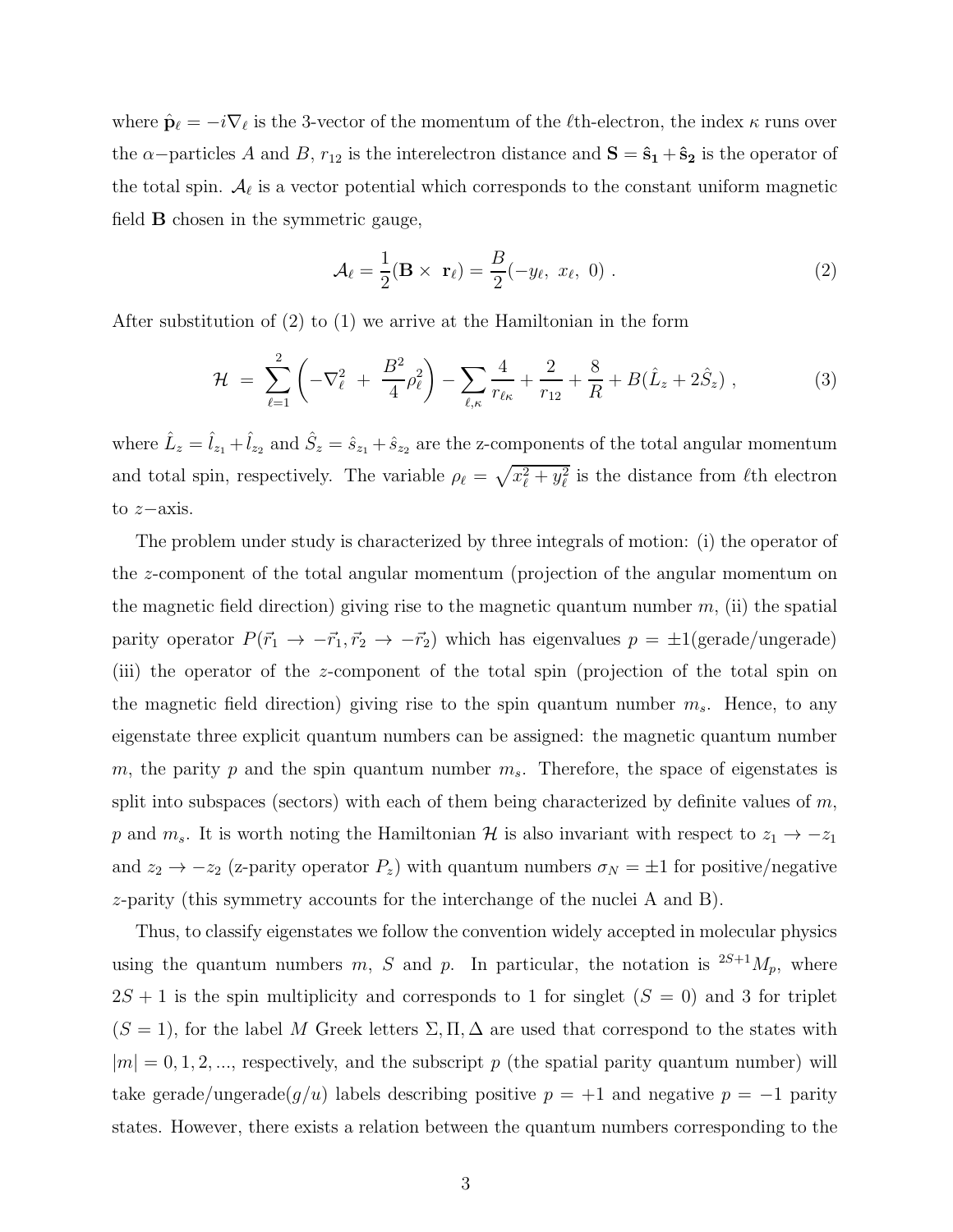where $\hat{\mathbf{p}}_\ell = -i\nabla_\ell$ is the 3-vector of the momentum of the $\ell$th-electron, the index $\kappa$ runs over the $\alpha-$particles $A$ and $B$, $r_{12}$ is the interelectron distance and $\mathbf{S} = \hat{\mathbf{s}}_\mathbf{1} + \hat{\mathbf{s}}_\mathbf{2}$ is the operator of the total spin. $\mathcal{A}_\ell$ is a vector potential which corresponds to the constant uniform magnetic field $\mathbf{B}$ chosen in the symmetric gauge,

$$
\mathcal{A}_\ell = \frac{1}{2}(\mathbf{B} \times \mathbf{r}_\ell) = \frac{B}{2}(-y_\ell,\ x_\ell,\ 0)\ . \tag{2}
$$

After substitution of (2) to (1) we arrive at the Hamiltonian in the form

$$
\mathcal{H} \ = \ \sum_{\ell=1}^{2}\left(-\nabla_\ell^2 \ + \ \frac{B^2}{4}\rho_\ell^2\right) - \sum_{\ell,\kappa}\frac{4}{r_{\ell\kappa}} + \frac{2}{r_{12}} + \frac{8}{R} + B(\hat{L}_z + 2\hat{S}_z)\ , \tag{3}
$$

where $\hat{L}_z = \hat{l}_{z_1} + \hat{l}_{z_2}$ and $\hat{S}_z = \hat{s}_{z_1} + \hat{s}_{z_2}$ are the z-components of the total angular momentum and total spin, respectively. The variable $\rho_\ell = \sqrt{x_\ell^2 + y_\ell^2}$ is the distance from $\ell$th electron to $z-$axis.

The problem under study is characterized by three integrals of motion: (i) the operator of the $z$-component of the total angular momentum (projection of the angular momentum on the magnetic field direction) giving rise to the magnetic quantum number $m$, (ii) the spatial parity operator $P(\vec{r}_1 \to -\vec{r}_1, \vec{r}_2 \to -\vec{r}_2)$ which has eigenvalues $p = \pm 1$(gerade/ungerade) (iii) the operator of the $z$-component of the total spin (projection of the total spin on the magnetic field direction) giving rise to the spin quantum number $m_s$. Hence, to any eigenstate three explicit quantum numbers can be assigned: the magnetic quantum number $m$, the parity $p$ and the spin quantum number $m_s$. Therefore, the space of eigenstates is split into subspaces (sectors) with each of them being characterized by definite values of $m$, $p$ and $m_s$. It is worth noting the Hamiltonian $\mathcal{H}$ is also invariant with respect to $z_1 \to -z_1$ and $z_2 \to -z_2$ (z-parity operator $P_z$) with quantum numbers $\sigma_N = \pm 1$ for positive/negative $z$-parity (this symmetry accounts for the interchange of the nuclei A and B).

Thus, to classify eigenstates we follow the convention widely accepted in molecular physics using the quantum numbers $m$, $S$ and $p$. In particular, the notation is ${}^{2S+1}M_p$, where $2S+1$ is the spin multiplicity and corresponds to 1 for singlet ($S=0$) and 3 for triplet ($S=1$), for the label $M$ Greek letters $\Sigma, \Pi, \Delta$ are used that correspond to the states with $|m| = 0, 1, 2, ...$, respectively, and the subscript $p$ (the spatial parity quantum number) will take gerade/ungerade($g/u$) labels describing positive $p=+1$ and negative $p=-1$ parity states. However, there exists a relation between the quantum numbers corresponding to the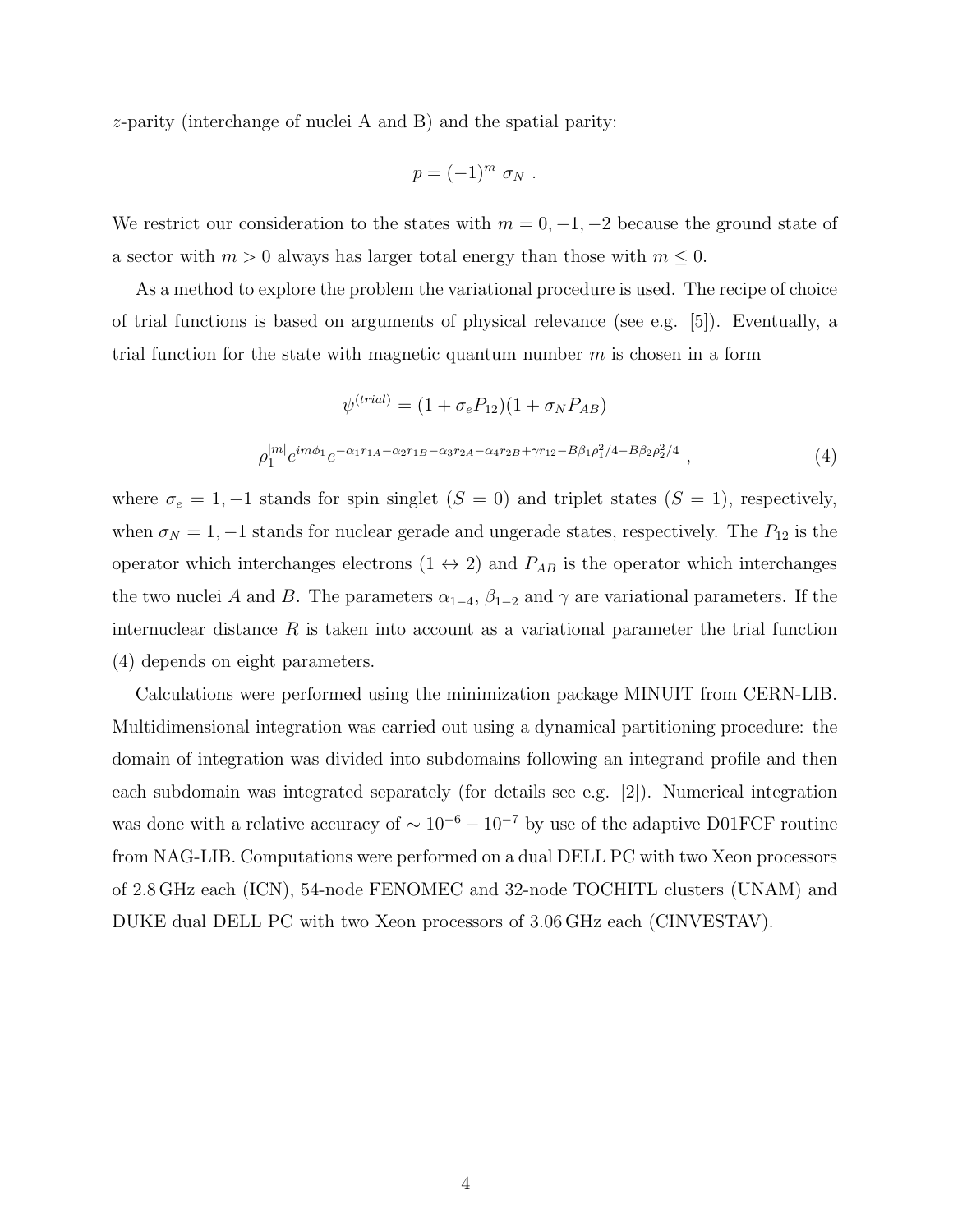$z$-parity (interchange of nuclei A and B) and the spatial parity:

$$p = (-1)^m \; \sigma_N \; .$$

We restrict our consideration to the states with $m = 0, -1, -2$ because the ground state of a sector with $m > 0$ always has larger total energy than those with $m \leq 0$.

As a method to explore the problem the variational procedure is used. The recipe of choice of trial functions is based on arguments of physical relevance (see e.g. [5]). Eventually, a trial function for the state with magnetic quantum number $m$ is chosen in a form

$$\psi^{(trial)} = (1 + \sigma_e P_{12})(1 + \sigma_N P_{AB})$$

$$\rho_1^{|m|} e^{im\phi_1} e^{-\alpha_1 r_{1A} - \alpha_2 r_{1B} - \alpha_3 r_{2A} - \alpha_4 r_{2B} + \gamma r_{12} - B\beta_1 \rho_1^2/4 - B\beta_2 \rho_2^2/4} \; , \tag{4}$$

where $\sigma_e = 1, -1$ stands for spin singlet ($S = 0$) and triplet states ($S = 1$), respectively, when $\sigma_N = 1, -1$ stands for nuclear gerade and ungerade states, respectively. The $P_{12}$ is the operator which interchanges electrons ($1 \leftrightarrow 2$) and $P_{AB}$ is the operator which interchanges the two nuclei $A$ and $B$. The parameters $\alpha_{1-4}$, $\beta_{1-2}$ and $\gamma$ are variational parameters. If the internuclear distance $R$ is taken into account as a variational parameter the trial function (4) depends on eight parameters.

Calculations were performed using the minimization package MINUIT from CERN-LIB. Multidimensional integration was carried out using a dynamical partitioning procedure: the domain of integration was divided into subdomains following an integrand profile and then each subdomain was integrated separately (for details see e.g. [2]). Numerical integration was done with a relative accuracy of $\sim 10^{-6} - 10^{-7}$ by use of the adaptive D01FCF routine from NAG-LIB. Computations were performed on a dual DELL PC with two Xeon processors of 2.8 GHz each (ICN), 54-node FENOMEC and 32-node TOCHITL clusters (UNAM) and DUKE dual DELL PC with two Xeon processors of 3.06 GHz each (CINVESTAV).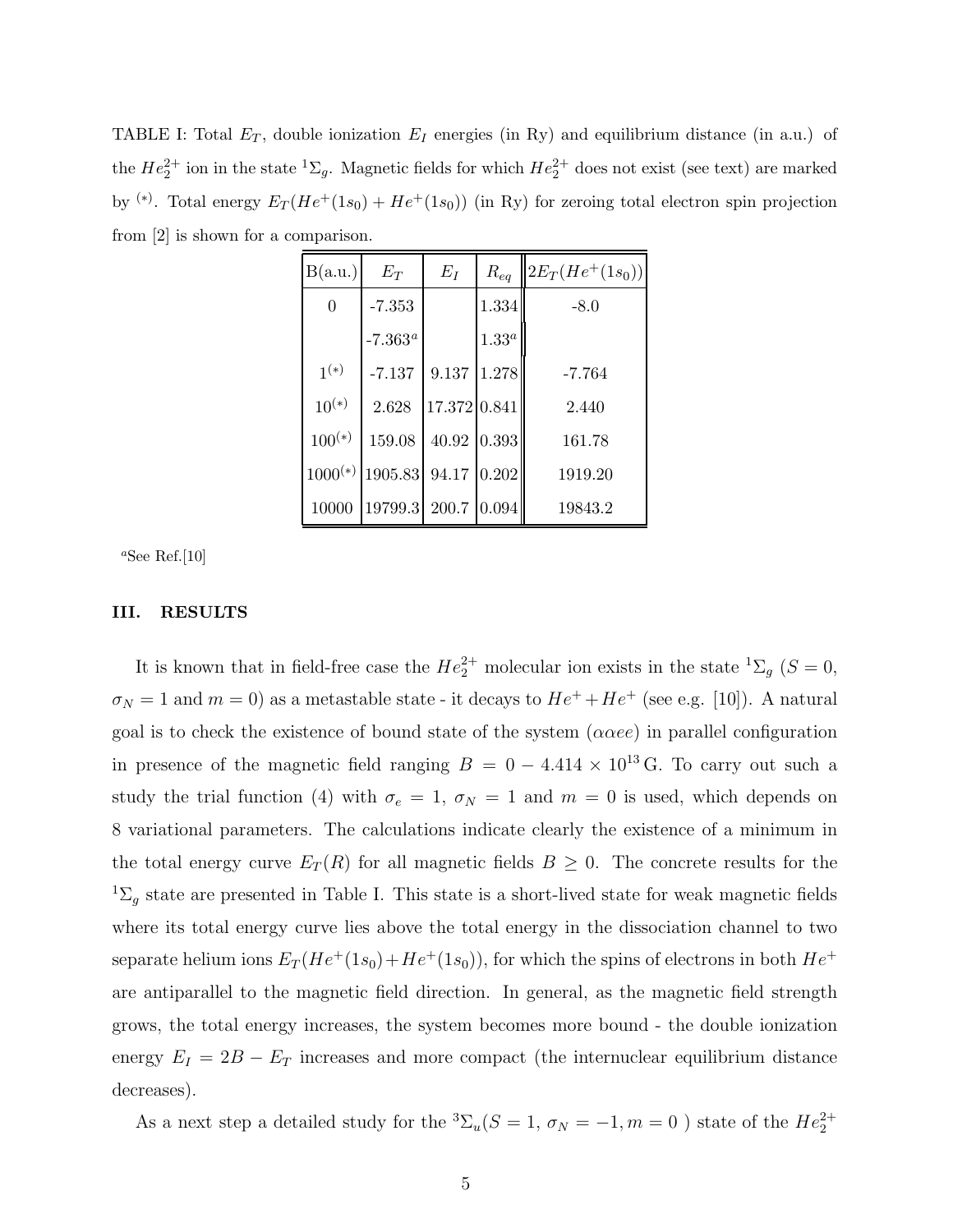TABLE I: Total $E_T$, double ionization $E_I$ energies (in Ry) and equilibrium distance (in a.u.) of the $He_2^{2+}$ ion in the state ${}^1\Sigma_g$. Magnetic fields for which $He_2^{2+}$ does not exist (see text) are marked by ${}^{(*)}$. Total energy $E_T(He^+(1s_0) + He^+(1s_0))$ (in Ry) for zeroing total electron spin projection from [2] is shown for a comparison.

| B(a.u.) | $E_T$ | $E_I$ | $R_{eq}$ | $2E_T(He^+(1s_0))$ |
|---|---|---|---|---|
| 0 | -7.353 | | 1.334 | -8.0 |
| | -7.363[a] | | 1.33[a] | |
| $1^{(*)}$ | -7.137 | 9.137 | 1.278 | -7.764 |
| $10^{(*)}$ | 2.628 | 17.372 | 0.841 | 2.440 |
| $100^{(*)}$ | 159.08 | 40.92 | 0.393 | 161.78 |
| $1000^{(*)}$ | 1905.83 | 94.17 | 0.202 | 1919.20 |
| 10000 | 19799.3 | 200.7 | 0.094 | 19843.2 |

[a]See Ref.[10]

## III. RESULTS

It is known that in field-free case the $He_2^{2+}$ molecular ion exists in the state ${}^1\Sigma_g$ ($S = 0$, $\sigma_N = 1$ and $m = 0$) as a metastable state - it decays to $He^+ + He^+$ (see e.g. [10]). A natural goal is to check the existence of bound state of the system ($\alpha\alpha ee$) in parallel configuration in presence of the magnetic field ranging $B = 0 - 4.414 \times 10^{13}$ G. To carry out such a study the trial function (4) with $\sigma_e = 1$, $\sigma_N = 1$ and $m = 0$ is used, which depends on 8 variational parameters. The calculations indicate clearly the existence of a minimum in the total energy curve $E_T(R)$ for all magnetic fields $B \geq 0$. The concrete results for the ${}^1\Sigma_g$ state are presented in Table I. This state is a short-lived state for weak magnetic fields where its total energy curve lies above the total energy in the dissociation channel to two separate helium ions $E_T(He^+(1s_0) + He^+(1s_0))$, for which the spins of electrons in both $He^+$ are antiparallel to the magnetic field direction. In general, as the magnetic field strength grows, the total energy increases, the system becomes more bound - the double ionization energy $E_I = 2B - E_T$ increases and more compact (the internuclear equilibrium distance decreases).

As a next step a detailed study for the ${}^3\Sigma_u(S = 1,\ \sigma_N = -1, m = 0\ )$ state of the $He_2^{2+}$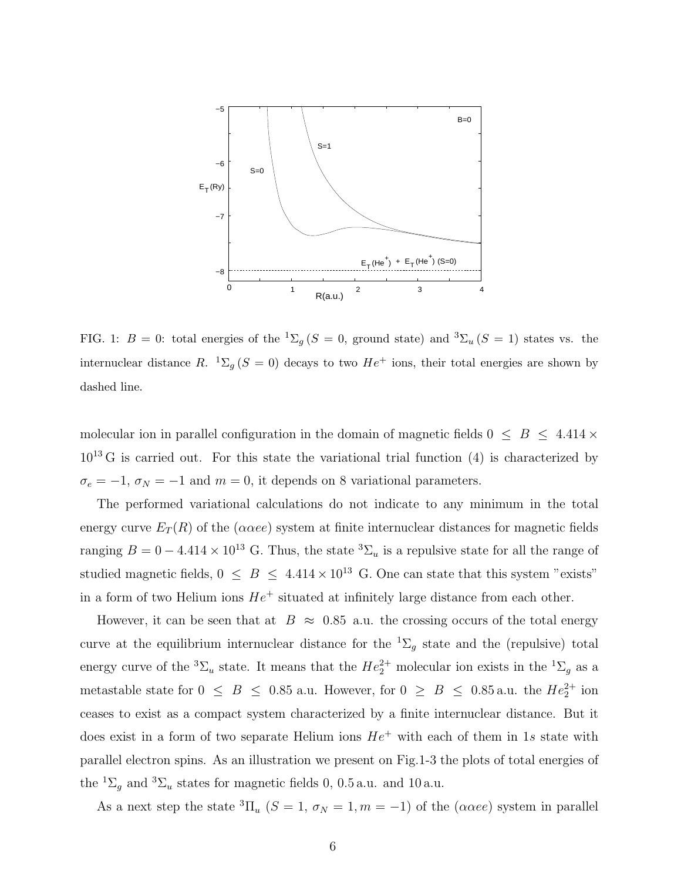FIG. 1: $B = 0$: total energies of the ${}^1\Sigma_g\,(S = 0$, ground state) and ${}^3\Sigma_u\,(S = 1)$ states vs. the internuclear distance $R$. ${}^1\Sigma_g\,(S = 0)$ decays to two $He^+$ ions, their total energies are shown by dashed line.

molecular ion in parallel configuration in the domain of magnetic fields $0 \leq B \leq 4.414 \times 10^{13}$ G is carried out. For this state the variational trial function (4) is characterized by $\sigma_e = -1$, $\sigma_N = -1$ and $m = 0$, it depends on 8 variational parameters.

The performed variational calculations do not indicate to any minimum in the total energy curve $E_T(R)$ of the $(\alpha\alpha ee)$ system at finite internuclear distances for magnetic fields ranging $B = 0 - 4.414 \times 10^{13}$ G. Thus, the state ${}^3\Sigma_u$ is a repulsive state for all the range of studied magnetic fields, $0 \leq B \leq 4.414 \times 10^{13}$ G. One can state that this system "exists" in a form of two Helium ions $He^+$ situated at infinitely large distance from each other.

However, it can be seen that at $B \approx 0.85$ a.u. the crossing occurs of the total energy curve at the equilibrium internuclear distance for the ${}^1\Sigma_g$ state and the (repulsive) total energy curve of the ${}^3\Sigma_u$ state. It means that the $He_2^{2+}$ molecular ion exists in the ${}^1\Sigma_g$ as a metastable state for $0 \leq B \leq 0.85$ a.u. However, for $0 \geq B \leq 0.85$ a.u. the $He_2^{2+}$ ion ceases to exist as a compact system characterized by a finite internuclear distance. But it does exist in a form of two separate Helium ions $He^+$ with each of them in $1s$ state with parallel electron spins. As an illustration we present on Fig.1-3 the plots of total energies of the ${}^1\Sigma_g$ and ${}^3\Sigma_u$ states for magnetic fields 0, 0.5 a.u. and 10 a.u.

As a next step the state ${}^3\Pi_u$ $(S = 1,\ \sigma_N = 1, m = -1)$ of the $(\alpha\alpha ee)$ system in parallel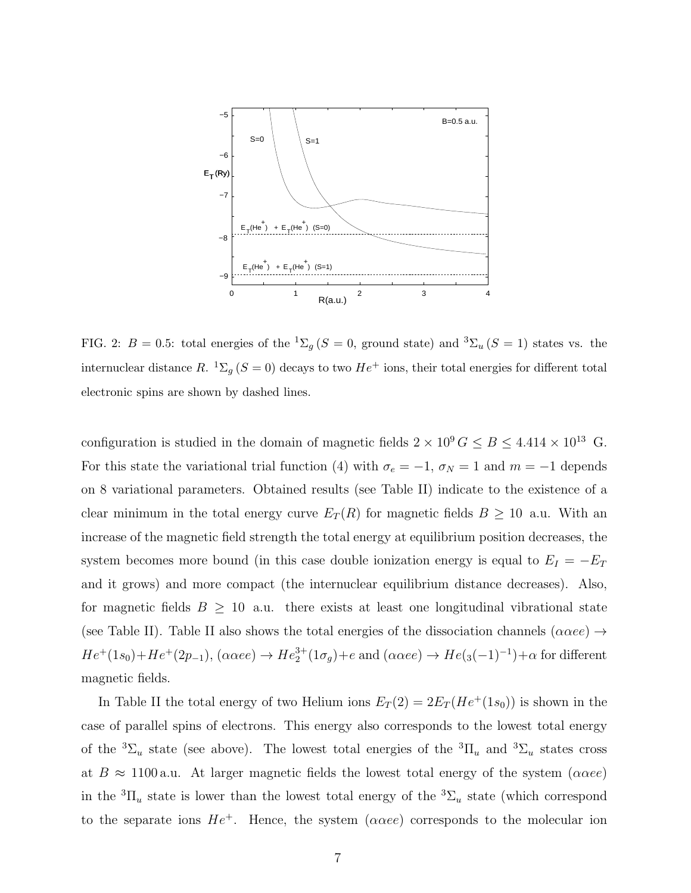FIG. 2: $B = 0.5$: total energies of the ${}^1\Sigma_g$ ($S = 0$, ground state) and ${}^3\Sigma_u$ ($S = 1$) states vs. the internuclear distance $R$. ${}^1\Sigma_g$ ($S = 0$) decays to two $He^+$ ions, their total energies for different total electronic spins are shown by dashed lines.

configuration is studied in the domain of magnetic fields $2 \times 10^9\,G \leq B \leq 4.414 \times 10^{13}$ G. For this state the variational trial function (4) with $\sigma_e = -1$, $\sigma_N = 1$ and $m = -1$ depends on 8 variational parameters. Obtained results (see Table II) indicate to the existence of a clear minimum in the total energy curve $E_T(R)$ for magnetic fields $B \geq 10$ a.u. With an increase of the magnetic field strength the total energy at equilibrium position decreases, the system becomes more bound (in this case double ionization energy is equal to $E_I = -E_T$ and it grows) and more compact (the internuclear equilibrium distance decreases). Also, for magnetic fields $B \geq 10$ a.u. there exists at least one longitudinal vibrational state (see Table II). Table II also shows the total energies of the dissociation channels $(\alpha\alpha ee) \to He^+(1s_0) + He^+(2p_{-1})$, $(\alpha\alpha ee) \to He_2^{3+}(1\sigma_g) + e$ and $(\alpha\alpha ee) \to He({}_3(-1)^{-1}) + \alpha$ for different magnetic fields.

In Table II the total energy of two Helium ions $E_T(2) = 2E_T(He^+(1s_0))$ is shown in the case of parallel spins of electrons. This energy also corresponds to the lowest total energy of the ${}^3\Sigma_u$ state (see above). The lowest total energies of the ${}^3\Pi_u$ and ${}^3\Sigma_u$ states cross at $B \approx 1100$ a.u. At larger magnetic fields the lowest total energy of the system $(\alpha\alpha ee)$ in the ${}^3\Pi_u$ state is lower than the lowest total energy of the ${}^3\Sigma_u$ state (which correspond to the separate ions $He^+$. Hence, the system $(\alpha\alpha ee)$ corresponds to the molecular ion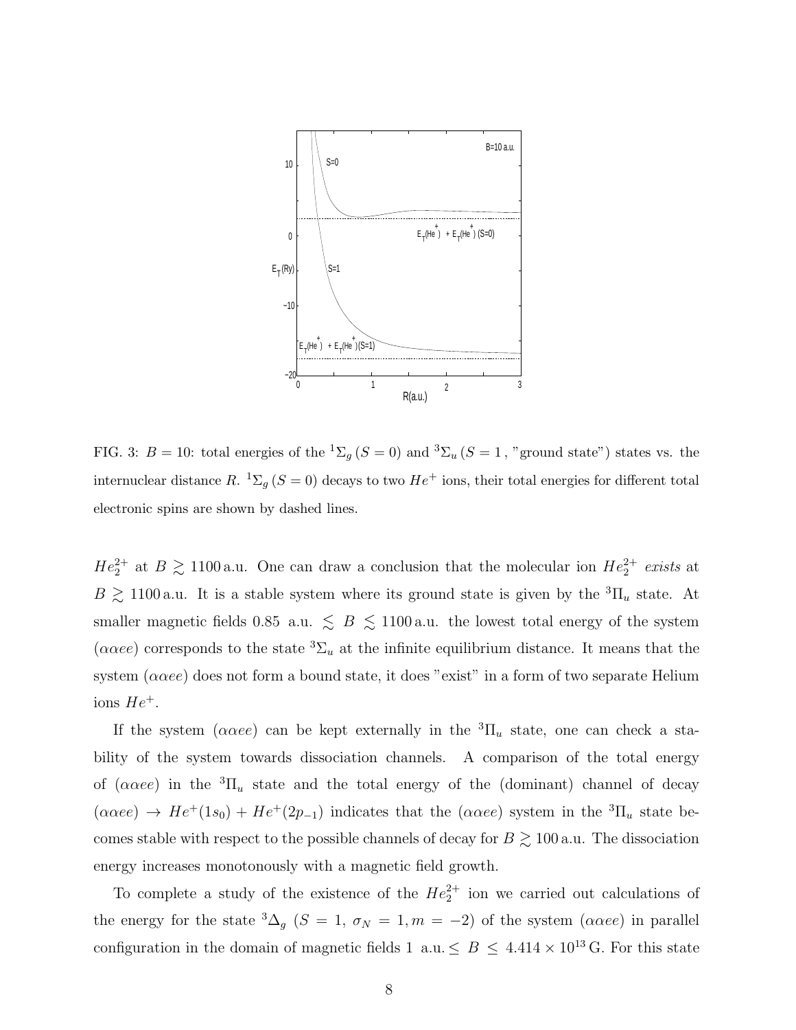FIG. 3: $B = 10$: total energies of the ${}^1\Sigma_g\,(S=0)$ and ${}^3\Sigma_u\,(S=1\,,$ "ground state") states vs. the internuclear distance $R$. ${}^1\Sigma_g\,(S=0)$ decays to two $He^+$ ions, their total energies for different total electronic spins are shown by dashed lines.

$He_2^{2+}$ at $B \gtrsim 1100\,$a.u. One can draw a conclusion that the molecular ion $He_2^{2+}$ *exists* at $B \gtrsim 1100\,$a.u. It is a stable system where its ground state is given by the ${}^3\Pi_u$ state. At smaller magnetic fields $0.85$ a.u. $\lesssim B \lesssim 1100\,$a.u. the lowest total energy of the system $(\alpha\alpha ee)$ corresponds to the state ${}^3\Sigma_u$ at the infinite equilibrium distance. It means that the system $(\alpha\alpha ee)$ does not form a bound state, it does "exist" in a form of two separate Helium ions $He^+$.

If the system $(\alpha\alpha ee)$ can be kept externally in the ${}^3\Pi_u$ state, one can check a stability of the system towards dissociation channels. A comparison of the total energy of $(\alpha\alpha ee)$ in the ${}^3\Pi_u$ state and the total energy of the (dominant) channel of decay $(\alpha\alpha ee) \rightarrow He^+(1s_0) + He^+(2p_{-1})$ indicates that the $(\alpha\alpha ee)$ system in the ${}^3\Pi_u$ state becomes stable with respect to the possible channels of decay for $B \gtrsim 100\,$a.u. The dissociation energy increases monotonously with a magnetic field growth.

To complete a study of the existence of the $He_2^{2+}$ ion we carried out calculations of the energy for the state ${}^3\Delta_g$ ($S = 1,\ \sigma_N = 1, m = -2$) of the system $(\alpha\alpha ee)$ in parallel configuration in the domain of magnetic fields $1$ a.u. $\leq B \leq 4.414 \times 10^{13}\,$G. For this state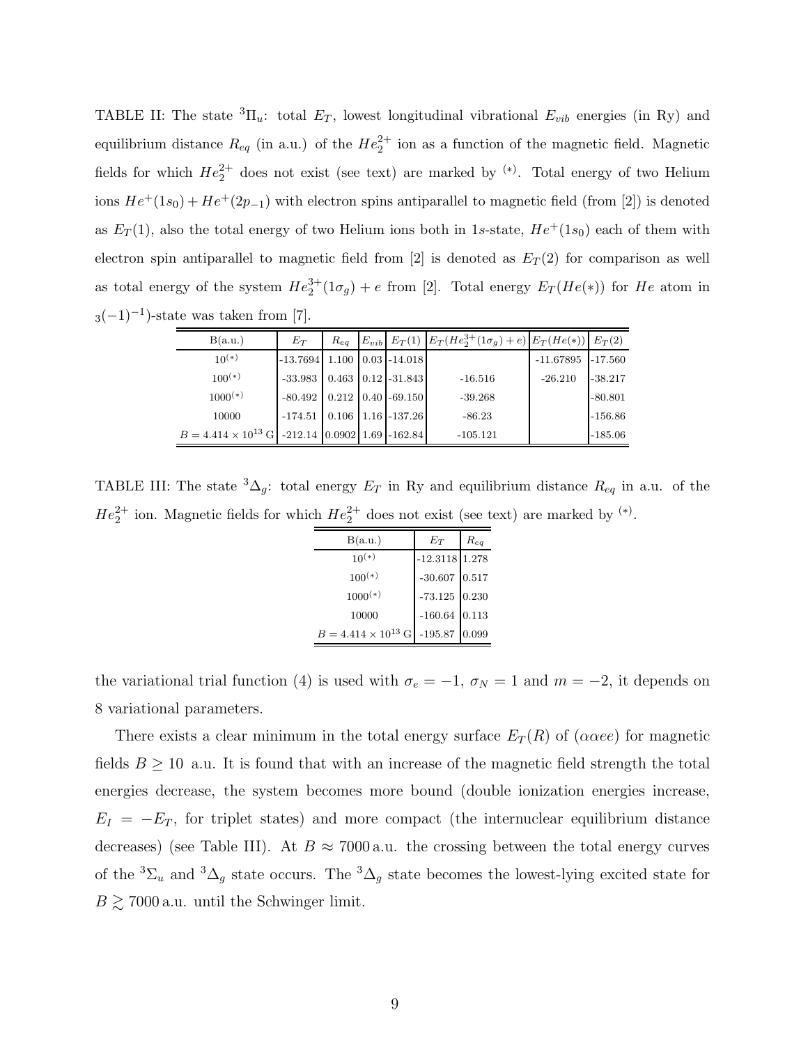TABLE II: The state $^3\Pi_u$: total $E_T$, lowest longitudinal vibrational $E_{vib}$ energies (in Ry) and equilibrium distance $R_{eq}$ (in a.u.) of the $He_2^{2+}$ ion as a function of the magnetic field. Magnetic fields for which $He_2^{2+}$ does not exist (see text) are marked by $^{(*)}$. Total energy of two Helium ions $He^+(1s_0) + He^+(2p_{-1})$ with electron spins antiparallel to magnetic field (from [2]) is denoted as $E_T(1)$, also the total energy of two Helium ions both in $1s$-state, $He^+(1s_0)$ each of them with electron spin antiparallel to magnetic field from [2] is denoted as $E_T(2)$ for comparison as well as total energy of the system $He_2^{3+}(1\sigma_g) + e$ from [2]. Total energy $E_T(He(*))$ for $He$ atom in $_3(-1)^{-1}$)-state was taken from [7].

| B(a.u.) | $E_T$ | $R_{eq}$ | $E_{vib}$ | $E_T(1)$ | $E_T(He_2^{3+}(1\sigma_g) + e)$ | $E_T(He(*))$ | $E_T(2)$ |
|---|---|---|---|---|---|---|---|
| $10^{(*)}$ | -13.7694 | 1.100 | 0.03 | -14.018 | | -11.67895 | -17.560 |
| $100^{(*)}$ | -33.983 | 0.463 | 0.12 | -31.843 | -16.516 | -26.210 | -38.217 |
| $1000^{(*)}$ | -80.492 | 0.212 | 0.40 | -69.150 | -39.268 | | -80.801 |
| 10000 | -174.51 | 0.106 | 1.16 | -137.26 | -86.23 | | -156.86 |
| $B = 4.414 \times 10^{13}$ G | -212.14 | 0.0902 | 1.69 | -162.84 | -105.121 | | -185.06 |

TABLE III: The state $^3\Delta_g$: total energy $E_T$ in Ry and equilibrium distance $R_{eq}$ in a.u. of the $He_2^{2+}$ ion. Magnetic fields for which $He_2^{2+}$ does not exist (see text) are marked by $^{(*)}$.

| B(a.u.) | $E_T$ | $R_{eq}$ |
|---|---|---|
| $10^{(*)}$ | -12.3118 | 1.278 |
| $100^{(*)}$ | -30.607 | 0.517 |
| $1000^{(*)}$ | -73.125 | 0.230 |
| 10000 | -160.64 | 0.113 |
| $B = 4.414 \times 10^{13}$ G | -195.87 | 0.099 |

the variational trial function (4) is used with $\sigma_e = -1$, $\sigma_N = 1$ and $m = -2$, it depends on 8 variational parameters.

There exists a clear minimum in the total energy surface $E_T(R)$ of $(\alpha\alpha ee)$ for magnetic fields $B \geq 10$ a.u. It is found that with an increase of the magnetic field strength the total energies decrease, the system becomes more bound (double ionization energies increase, $E_I = -E_T$, for triplet states) and more compact (the internuclear equilibrium distance decreases) (see Table III). At $B \approx 7000$ a.u. the crossing between the total energy curves of the $^3\Sigma_u$ and $^3\Delta_g$ state occurs. The $^3\Delta_g$ state becomes the lowest-lying excited state for $B \gtrsim 7000$ a.u. until the Schwinger limit.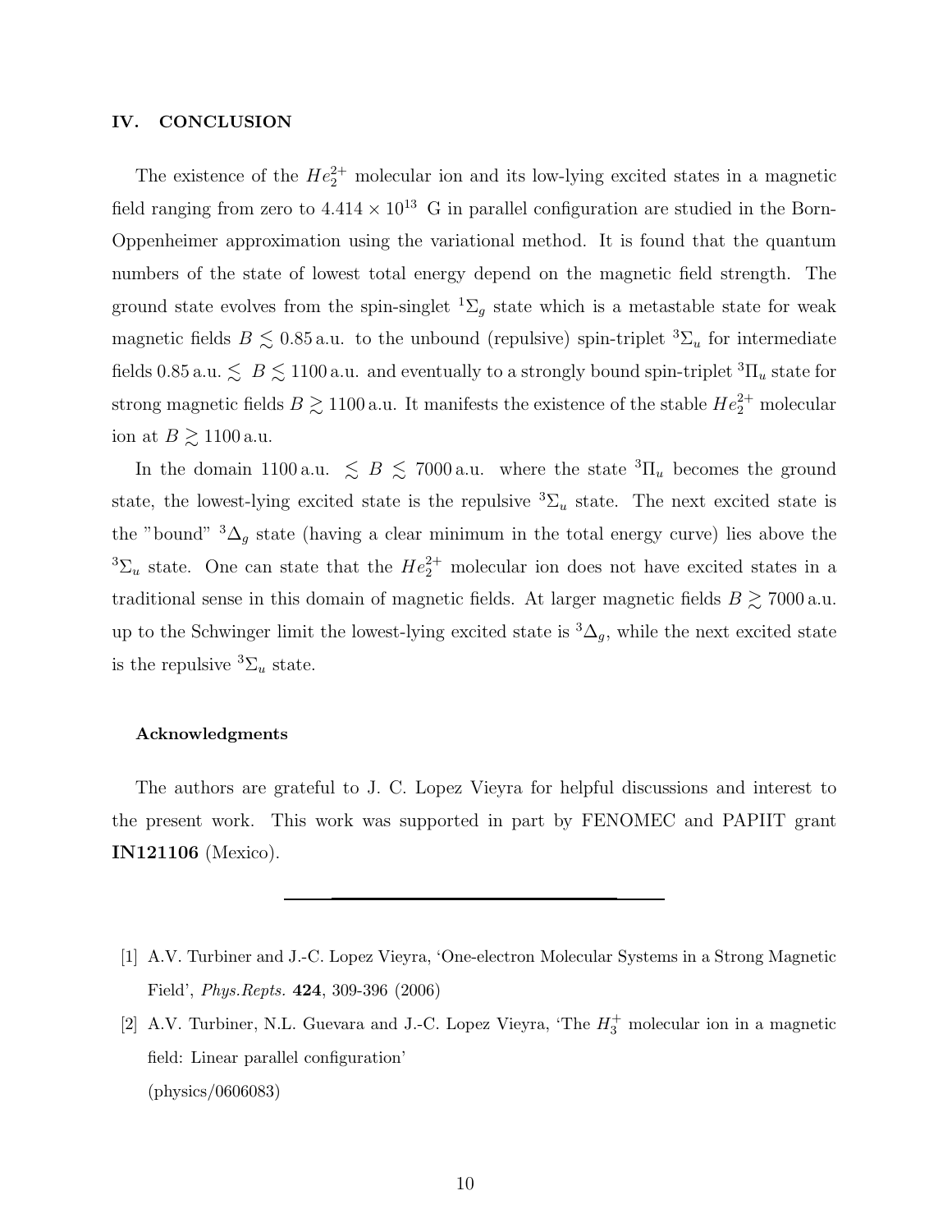## IV. CONCLUSION

The existence of the $He_2^{2+}$ molecular ion and its low-lying excited states in a magnetic field ranging from zero to $4.414 \times 10^{13}$ G in parallel configuration are studied in the Born-Oppenheimer approximation using the variational method. It is found that the quantum numbers of the state of lowest total energy depend on the magnetic field strength. The ground state evolves from the spin-singlet $^1\Sigma_g$ state which is a metastable state for weak magnetic fields $B \lesssim 0.85$ a.u. to the unbound (repulsive) spin-triplet $^3\Sigma_u$ for intermediate fields $0.85$ a.u. $\lesssim B \lesssim 1100$ a.u. and eventually to a strongly bound spin-triplet $^3\Pi_u$ state for strong magnetic fields $B \gtrsim 1100$ a.u. It manifests the existence of the stable $He_2^{2+}$ molecular ion at $B \gtrsim 1100$ a.u.

In the domain $1100$ a.u. $\lesssim B \lesssim 7000$ a.u. where the state $^3\Pi_u$ becomes the ground state, the lowest-lying excited state is the repulsive $^3\Sigma_u$ state. The next excited state is the "bound" $^3\Delta_g$ state (having a clear minimum in the total energy curve) lies above the $^3\Sigma_u$ state. One can state that the $He_2^{2+}$ molecular ion does not have excited states in a traditional sense in this domain of magnetic fields. At larger magnetic fields $B \gtrsim 7000$ a.u. up to the Schwinger limit the lowest-lying excited state is $^3\Delta_g$, while the next excited state is the repulsive $^3\Sigma_u$ state.

### Acknowledgments

The authors are grateful to J. C. Lopez Vieyra for helpful discussions and interest to the present work. This work was supported in part by FENOMEC and PAPIIT grant **IN121106** (Mexico).

---

[1] A.V. Turbiner and J.-C. Lopez Vieyra, 'One-electron Molecular Systems in a Strong Magnetic Field', *Phys.Repts.* **424**, 309-396 (2006)

[2] A.V. Turbiner, N.L. Guevara and J.-C. Lopez Vieyra, 'The $H_3^+$ molecular ion in a magnetic field: Linear parallel configuration' (physics/0606083)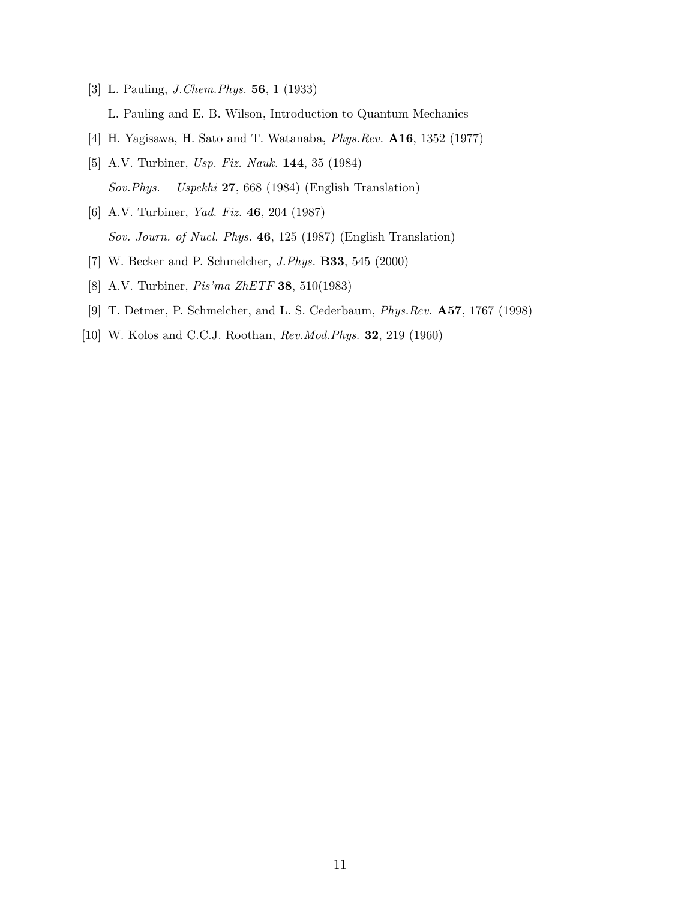[3] L. Pauling, *J.Chem.Phys.* **56**, 1 (1933)

L. Pauling and E. B. Wilson, Introduction to Quantum Mechanics

[4] H. Yagisawa, H. Sato and T. Watanaba, *Phys.Rev.* **A16**, 1352 (1977)

[5] A.V. Turbiner, *Usp. Fiz. Nauk.* **144**, 35 (1984)

*Sov.Phys. – Uspekhi* **27**, 668 (1984) (English Translation)

[6] A.V. Turbiner, *Yad. Fiz.* **46**, 204 (1987)

*Sov. Journ. of Nucl. Phys.* **46**, 125 (1987) (English Translation)

[7] W. Becker and P. Schmelcher, *J.Phys.* **B33**, 545 (2000)

[8] A.V. Turbiner, *Pis'ma ZhETF* **38**, 510(1983)

[9] T. Detmer, P. Schmelcher, and L. S. Cederbaum, *Phys.Rev.* **A57**, 1767 (1998)

[10] W. Kolos and C.C.J. Roothan, *Rev.Mod.Phys.* **32**, 219 (1960)